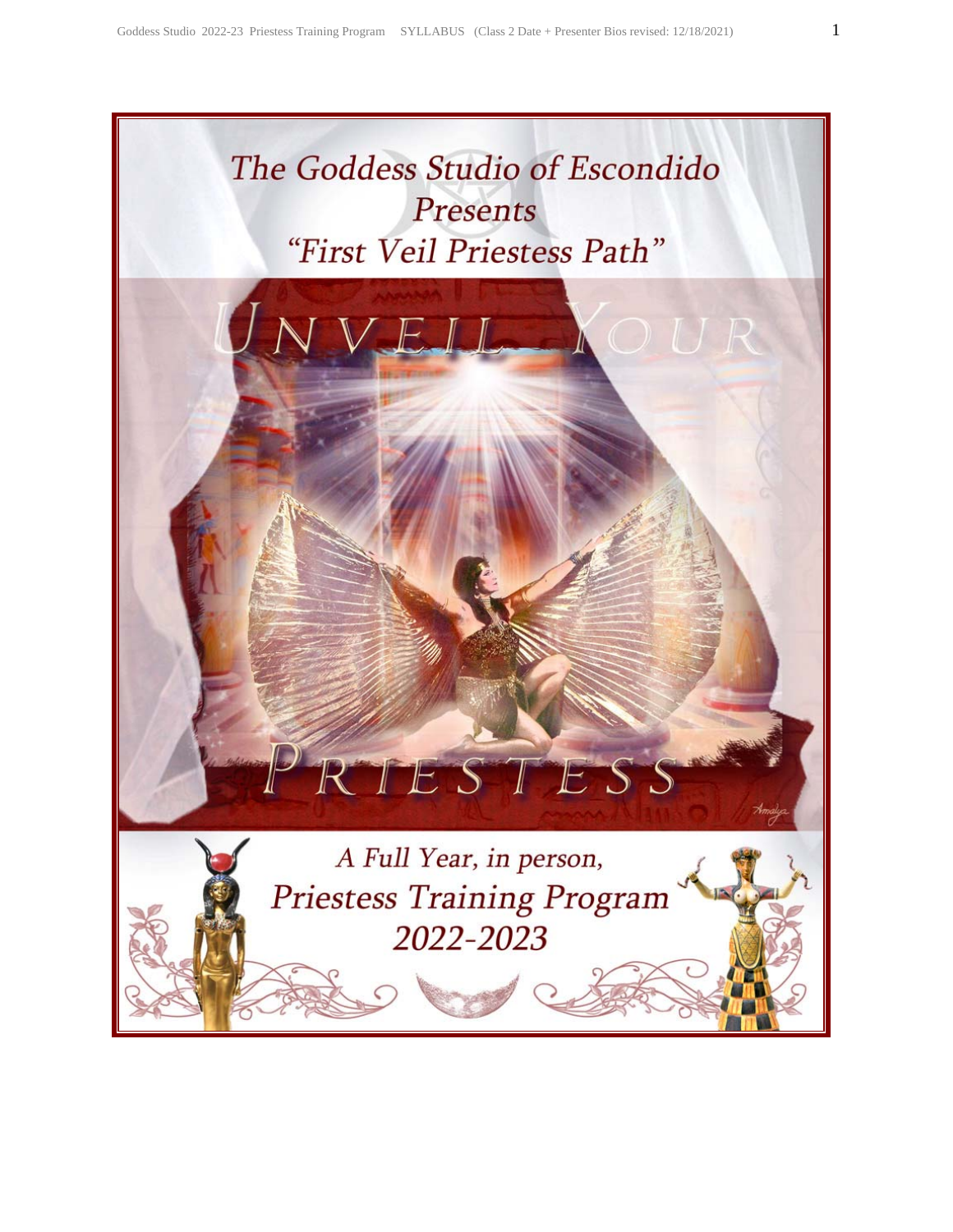# The Goddess Studio of Escondido
## Presents
## "First Veil Priestess Path"

UNVEIL YOUR PRIESTESS

A Full Year, in person,
Priestess Training Program
2022-2023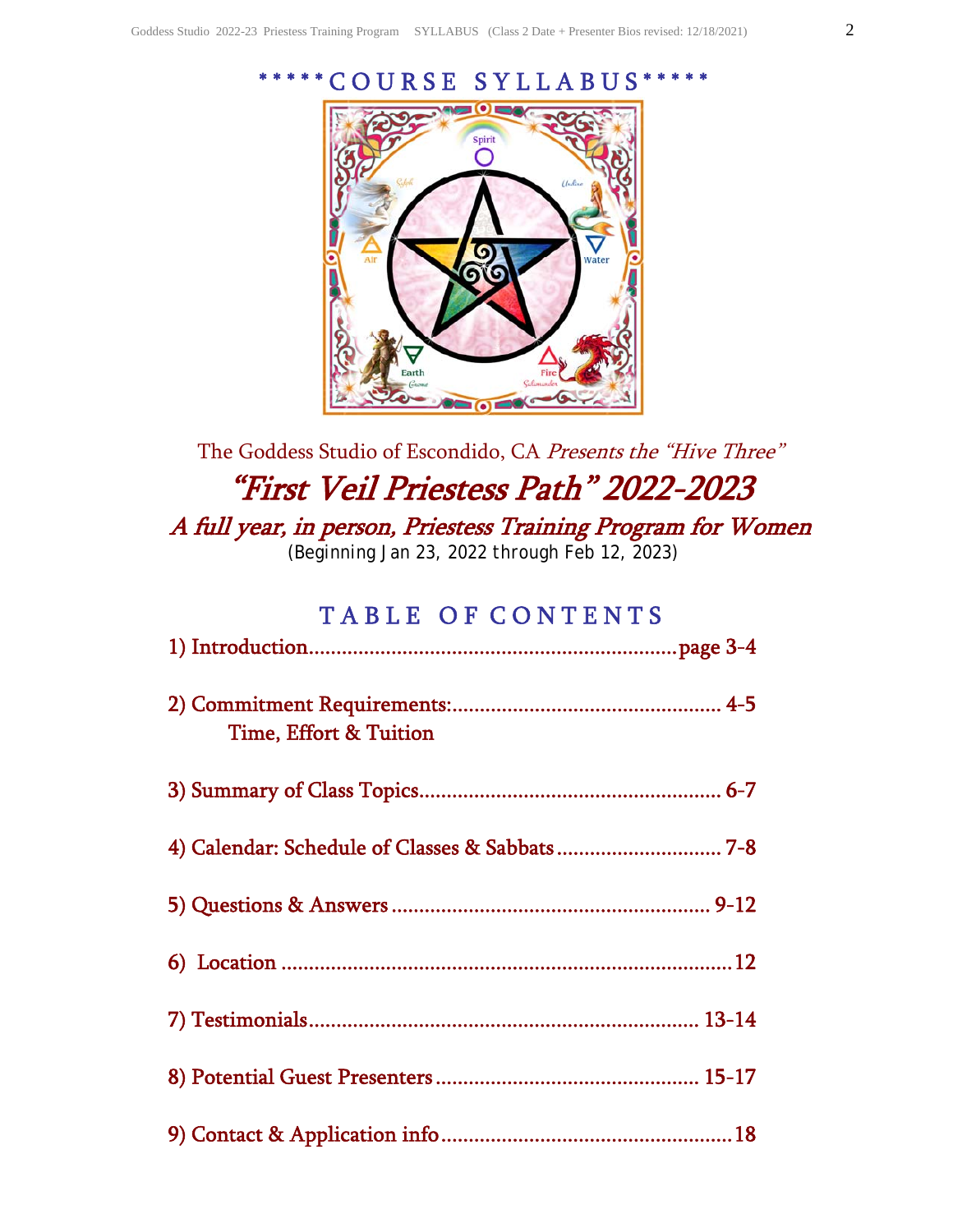# *****COURSE SYLLABUS*****

The Goddess Studio of Escondido, CA *Presents the "Hive Three"*

## *"First Veil Priestess Path" 2022-2023*

### *A full year, in person, Priestess Training Program for Women*

(Beginning Jan 23, 2022 through Feb 12, 2023)

## TABLE OF CONTENTS

1) Introduction....................................................page 3-4

2) Commitment Requirements:................................................ 4-5
   Time, Effort & Tuition

3) Summary of Class Topics...................................................... 6-7

4) Calendar: Schedule of Classes & Sabbats .............................. 7-8

5) Questions & Answers .......................................................... 9-12

6) Location .................................................................................12

7) Testimonials......................................................................... 13-14

8) Potential Guest Presenters ................................................ 15-17

9) Contact & Application info.....................................................18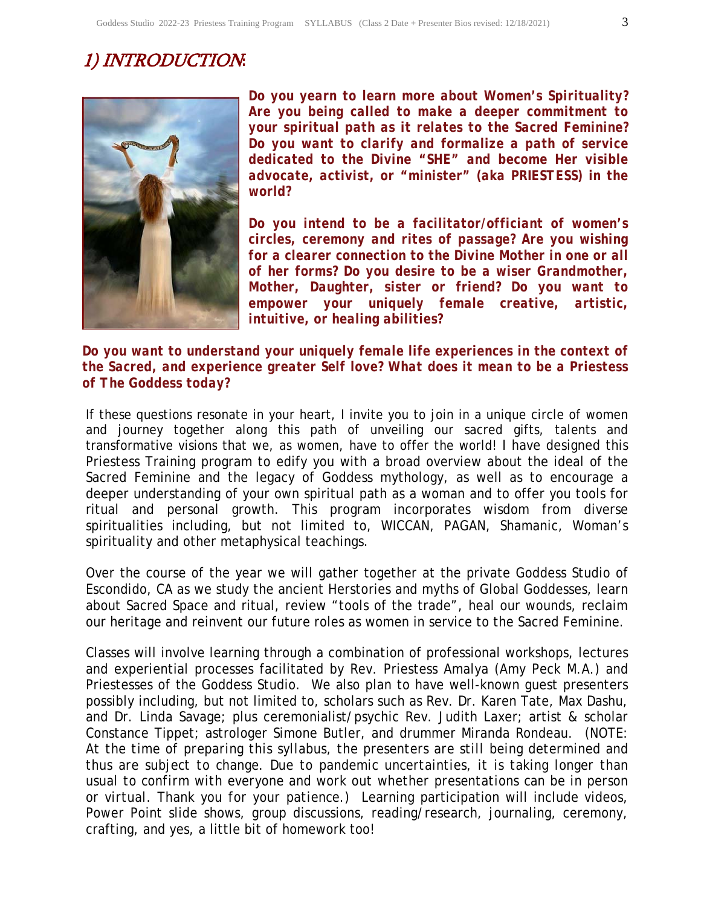# 1) INTRODUCTION:

**Do you yearn to learn more about Women's Spirituality? Are you being called to make a deeper commitment to your spiritual path as it relates to the Sacred Feminine? Do you want to clarify and formalize a path of service dedicated to the Divine "SHE" and become Her visible advocate, activist, or "minister" (aka PRIESTESS) in the world?**

***Do you intend to be a facilitator/officiant of women's circles, ceremony and rites of passage? Are you wishing for a clearer connection to the Divine Mother in one or all of her forms? Do you desire to be a wiser Grandmother, Mother, Daughter, sister or friend? Do you want to empower your uniquely female creative, artistic, intuitive, or healing abilities?***

***Do you want to understand your uniquely female life experiences in the context of the Sacred, and experience greater Self love? What does it mean to be a Priestess of The Goddess today?***

If these questions resonate in your heart, I invite you to join in a unique circle of women and journey together along this path of unveiling our sacred gifts, talents and transformative visions that we, as women, have to offer the world! I have designed this Priestess Training program to edify you with a broad overview about the ideal of the Sacred Feminine and the legacy of Goddess mythology, as well as to encourage a deeper understanding of your own spiritual path as a woman and to offer you tools for ritual and personal growth. This program incorporates wisdom from diverse spiritualities including, but not limited to, WICCAN, PAGAN, Shamanic, Woman's spirituality and other metaphysical teachings.

Over the course of the year we will gather together at the private Goddess Studio of Escondido, CA as we study the ancient Herstories and myths of Global Goddesses, learn about Sacred Space and ritual, review "tools of the trade", heal our wounds, reclaim our heritage and reinvent our future roles as women in service to the Sacred Feminine.

Classes will involve learning through a combination of professional workshops, lectures and experiential processes facilitated by Rev. Priestess Amalya (Amy Peck M.A.) and Priestesses of the Goddess Studio. We also plan to have well-known guest presenters possibly including, but not limited to, scholars such as Rev. Dr. Karen Tate, Max Dashu, and Dr. Linda Savage; plus ceremonialist/psychic Rev. Judith Laxer; artist & scholar Constance Tippet; astrologer Simone Butler, and drummer Miranda Rondeau. (NOTE: *At the time of preparing this syllabus, the presenters are still being determined and thus are subject to change. Due to pandemic uncertainties, it is taking longer than usual to confirm with everyone and work out whether presentations can be in person or virtual. Thank you for your patience.*) Learning participation will include videos, Power Point slide shows, group discussions, reading/research, journaling, ceremony, crafting, and yes, a little bit of homework too!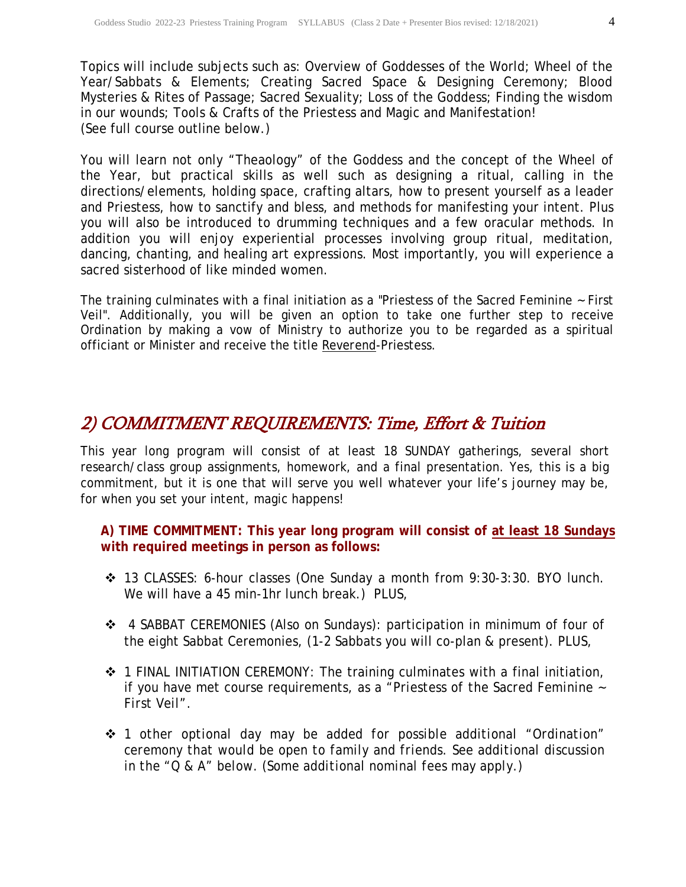Topics will include subjects such as: Overview of Goddesses of the World; Wheel of the Year/Sabbats & Elements; Creating Sacred Space & Designing Ceremony; Blood Mysteries & Rites of Passage; Sacred Sexuality; Loss of the Goddess; Finding the wisdom in our wounds; Tools & Crafts of the Priestess and Magic and Manifestation! (See full course outline below.)

You will learn not only "Theaology" of the Goddess and the concept of the Wheel of the Year, but practical skills as well such as designing a ritual, calling in the directions/elements, holding space, crafting altars, how to present yourself as a leader and Priestess, how to sanctify and bless, and methods for manifesting your intent. Plus you will also be introduced to drumming techniques and a few oracular methods. In addition you will enjoy experiential processes involving group ritual, meditation, dancing, chanting, and healing art expressions. Most importantly, you will experience a sacred sisterhood of like minded women.

The training culminates with a final initiation as a "Priestess of the Sacred Feminine ~ First Veil". Additionally, you will be given an option to take one further step to receive Ordination by making a vow of Ministry to authorize you to be regarded as a spiritual officiant or Minister and receive the title Reverend-Priestess.

## 2) COMMITMENT REQUIREMENTS: Time, Effort & Tuition

This year long program will consist of at least 18 SUNDAY gatherings, several short research/class group assignments, homework, and a final presentation. Yes, this is a big commitment, but it is one that will serve you well whatever your life's journey may be, for when you set your intent, magic happens!

**A) TIME COMMITMENT: This year long program will consist of at least 18 Sundays with required meetings in person as follows:**

- 13 CLASSES: 6-hour classes (One Sunday a month from 9:30-3:30. BYO lunch. We will have a 45 min-1hr lunch break.) PLUS,
- 4 SABBAT CEREMONIES (Also on Sundays): participation in minimum of four of the eight Sabbat Ceremonies, (1-2 Sabbats you will co-plan & present). PLUS,
- 1 FINAL INITIATION CEREMONY: The training culminates with a final initiation, if you have met course requirements, as a "Priestess of the Sacred Feminine ~ First Veil".
- 1 other optional day may be added for possible additional "Ordination" ceremony that would be open to family and friends. See additional discussion in the "Q & A" below. (Some additional nominal fees may apply.)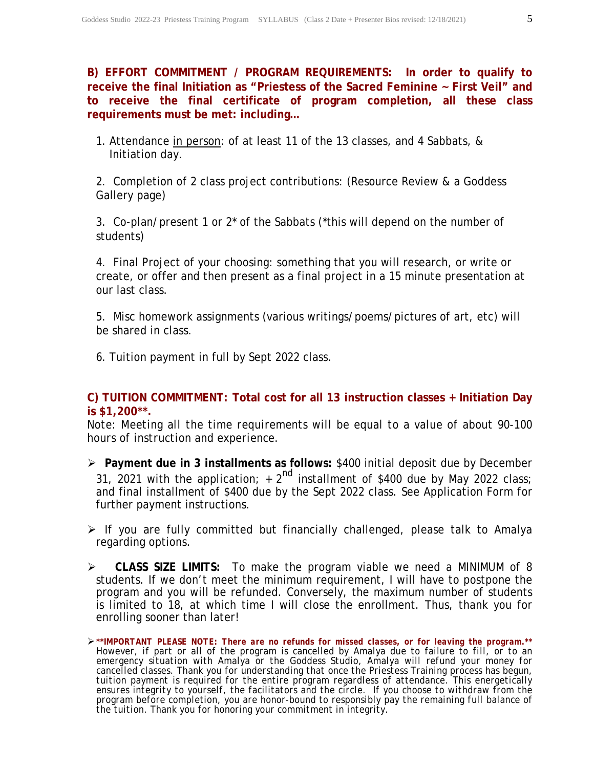**B) EFFORT COMMITMENT / PROGRAM REQUIREMENTS: In order to qualify to receive the final Initiation as "Priestess of the Sacred Feminine ~ First Veil" and to receive the final certificate of program completion, all these class requirements must be met: including…**

1. Attendance in person: of at least 11 of the 13 classes, and 4 Sabbats, & Initiation day.

2. Completion of 2 class project contributions: (Resource Review & a Goddess Gallery page)

3. Co-plan/present 1 or 2* of the Sabbats (*this will depend on the number of students)

4. Final Project of your choosing: something that you will research, or write or create, or offer and then present as a final project in a 15 minute presentation at our last class.

5. Misc homework assignments (various writings/poems/pictures of art, etc) will be shared in class.

6. Tuition payment in full by Sept 2022 class.

**C) TUITION COMMITMENT: Total cost for all 13 instruction classes + Initiation Day is $1,200**.**

*Note: Meeting all the time requirements will be equal to a value of about 90-100 hours of instruction and experience.*

- **Payment due in 3 installments as follows:** $400 initial deposit due by December 31, 2021 with the application; + 2nd installment of $400 due by May 2022 class; and final installment of $400 due by the Sept 2022 class. See Application Form for further payment instructions.

- If you are fully committed but financially challenged, please talk to Amalya regarding options.

- **CLASS SIZE LIMITS:** To make the program viable we need a MINIMUM of 8 students. If we don't meet the minimum requirement, I will have to postpone the program and you will be refunded. Conversely, the maximum number of students is limited to 18, at which time I will close the enrollment. Thus, thank you for enrolling sooner than later!

- ***\*\*IMPORTANT PLEASE NOTE: There are no refunds for missed classes, or for leaving the program.\*\**** However, if part or all of the program is cancelled by Amalya due to failure to fill, or to an emergency situation with Amalya or the Goddess Studio, Amalya will refund your money for cancelled classes. Thank you for understanding that once the Priestess Training process has begun, tuition payment is required for the entire program regardless of attendance. This energetically ensures integrity to yourself, the facilitators and the circle. If you choose to withdraw from the program before completion, you are honor-bound to responsibly pay the remaining full balance of the tuition. Thank you for honoring your commitment in integrity.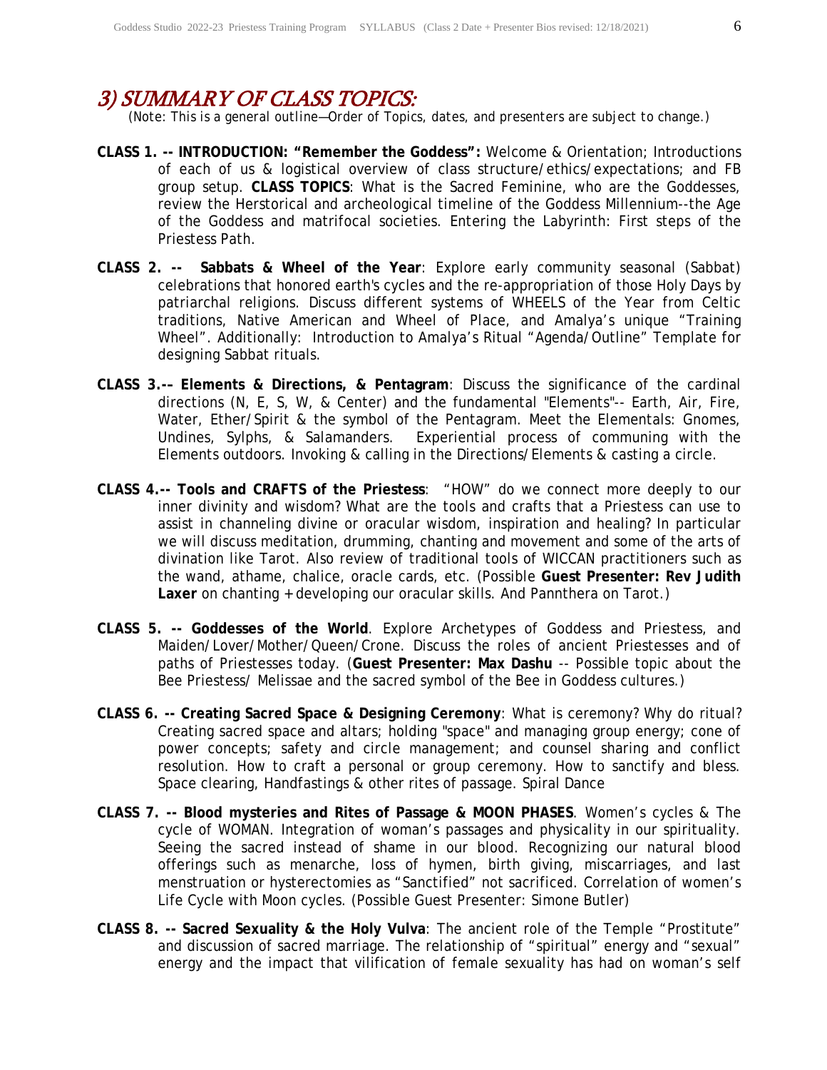## 3) SUMMARY OF CLASS TOPICS:

*(Note: This is a general outline—Order of Topics, dates, and presenters are subject to change.)*

**CLASS 1. -- INTRODUCTION: "Remember the Goddess":** Welcome & Orientation; Introductions of each of us & logistical overview of class structure/ethics/expectations; and FB group setup. **CLASS TOPICS**: What is the Sacred Feminine, who are the Goddesses, review the Herstorical and archeological timeline of the Goddess Millennium--the Age of the Goddess and matrifocal societies. Entering the Labyrinth: First steps of the Priestess Path.

**CLASS 2. -- Sabbats & Wheel of the Year**: Explore early community seasonal (Sabbat) celebrations that honored earth's cycles and the re-appropriation of those Holy Days by patriarchal religions. Discuss different systems of WHEELS of the Year from Celtic traditions, Native American and Wheel of Place, and Amalya's unique "Training Wheel". Additionally: Introduction to Amalya's Ritual "Agenda/Outline" Template for designing Sabbat rituals.

**CLASS 3.-– Elements & Directions, & Pentagram**: Discuss the significance of the cardinal directions (N, E, S, W, & Center) and the fundamental "Elements"-- Earth, Air, Fire, Water, Ether/Spirit & the symbol of the Pentagram. Meet the Elementals: Gnomes, Undines, Sylphs, & Salamanders. Experiential process of communing with the Elements outdoors. Invoking & calling in the Directions/Elements & casting a circle.

**CLASS 4.-- Tools and CRAFTS of the Priestess**: "HOW" do we connect more deeply to our inner divinity and wisdom? What are the tools and crafts that a Priestess can use to assist in channeling divine or oracular wisdom, inspiration and healing? In particular we will discuss meditation, drumming, chanting and movement and some of the arts of divination like Tarot. Also review of traditional tools of WICCAN practitioners such as the wand, athame, chalice, oracle cards, etc. (Possible **Guest Presenter: Rev Judith Laxer** on chanting + developing our oracular skills. And Pannthera on Tarot.)

**CLASS 5. -- Goddesses of the World**. Explore Archetypes of Goddess and Priestess, and Maiden/Lover/Mother/Queen/Crone. Discuss the roles of ancient Priestesses and of paths of Priestesses today. (**Guest Presenter: Max Dashu** -- Possible topic about the Bee Priestess/ Melissae and the sacred symbol of the Bee in Goddess cultures.)

**CLASS 6. -- Creating Sacred Space & Designing Ceremony**: What is ceremony? Why do ritual? Creating sacred space and altars; holding "space" and managing group energy; cone of power concepts; safety and circle management; and counsel sharing and conflict resolution. How to craft a personal or group ceremony. How to sanctify and bless. Space clearing, Handfastings & other rites of passage. Spiral Dance

**CLASS 7. -- Blood mysteries and Rites of Passage & MOON PHASES**. Women's cycles & The cycle of WOMAN. Integration of woman's passages and physicality in our spirituality. Seeing the sacred instead of shame in our blood. Recognizing our natural blood offerings such as menarche, loss of hymen, birth giving, miscarriages, and last menstruation or hysterectomies as "Sanctified" not sacrificed. Correlation of women's Life Cycle with Moon cycles. (Possible Guest Presenter: Simone Butler)

**CLASS 8. -- Sacred Sexuality & the Holy Vulva**: The ancient role of the Temple "Prostitute" and discussion of sacred marriage. The relationship of "spiritual" energy and "sexual" energy and the impact that vilification of female sexuality has had on woman's self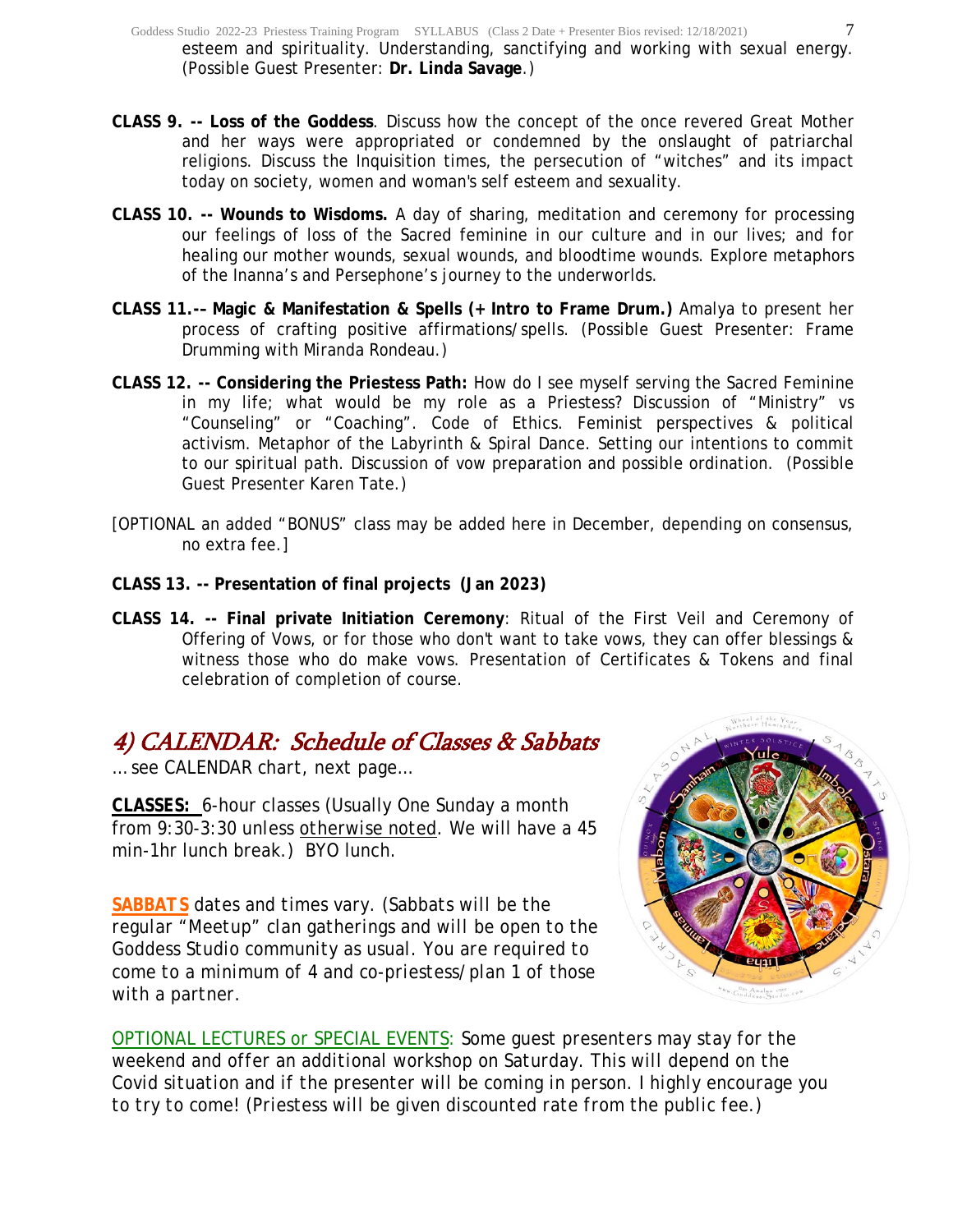esteem and spirituality. Understanding, sanctifying and working with sexual energy. (Possible Guest Presenter: **Dr. Linda Savage**.)

**CLASS 9. -- Loss of the Goddess**. Discuss how the concept of the once revered Great Mother and her ways were appropriated or condemned by the onslaught of patriarchal religions. Discuss the Inquisition times, the persecution of "witches" and its impact today on society, women and woman's self esteem and sexuality.

**CLASS 10. -- Wounds to Wisdoms.** A day of sharing, meditation and ceremony for processing our feelings of loss of the Sacred feminine in our culture and in our lives; and for healing our mother wounds, sexual wounds, and bloodtime wounds. Explore metaphors of the Inanna's and Persephone's journey to the underworlds.

**CLASS 11.-– Magic & Manifestation & Spells (+ Intro to Frame Drum.)** Amalya to present her process of crafting positive affirmations/spells. (Possible Guest Presenter: Frame Drumming with Miranda Rondeau.)

**CLASS 12. -- Considering the Priestess Path:** How do I see myself serving the Sacred Feminine in my life; what would be my role as a Priestess? Discussion of "Ministry" vs "Counseling" or "Coaching". Code of Ethics. Feminist perspectives & political activism. Metaphor of the Labyrinth & Spiral Dance. Setting our intentions to commit to our spiritual path. Discussion of vow preparation and possible ordination. (Possible Guest Presenter Karen Tate.)

[OPTIONAL an added "BONUS" class may be added here in December, depending on consensus, no extra fee.]

**CLASS 13. -- Presentation of final projects (Jan 2023)**

**CLASS 14. -- Final private Initiation Ceremony**: Ritual of the First Veil and Ceremony of Offering of Vows, or for those who don't want to take vows, they can offer blessings & witness those who do make vows. Presentation of Certificates & Tokens and final celebration of completion of course.

## 4) CALENDAR: Schedule of Classes & Sabbats

… see CALENDAR chart, next page…

**CLASSES:** 6-hour classes (Usually One Sunday a month from 9:30-3:30 unless otherwise noted. We will have a 45 min-1hr lunch break.) BYO lunch.

**SABBATS** dates and times vary. (Sabbats will be the regular "Meetup" clan gatherings and will be open to the Goddess Studio community as usual. You are required to come to a minimum of 4 and co-priestess/plan 1 of those with a partner.

OPTIONAL LECTURES or SPECIAL EVENTS: Some guest presenters may stay for the weekend and offer an additional workshop on Saturday. This will depend on the Covid situation and if the presenter will be coming in person. I highly encourage you to try to come! (Priestess will be given discounted rate from the public fee.)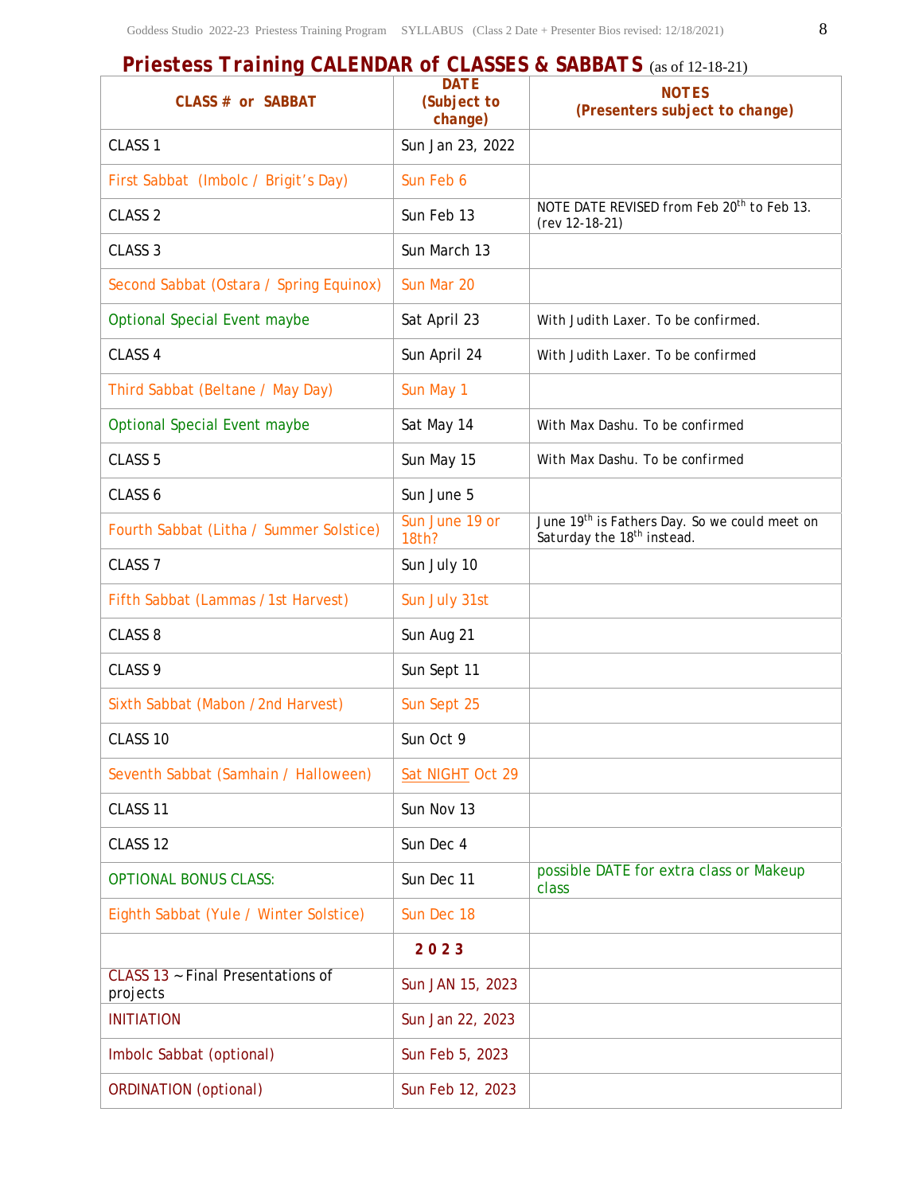## Priestess Training CALENDAR of CLASSES & SABBATS (as of 12-18-21)

| CLASS # or SABBAT | DATE (Subject to change) | NOTES (Presenters subject to change) |
|---|---|---|
| CLASS 1 | Sun Jan 23, 2022 | |
| First Sabbat (Imbolc / Brigit's Day) | Sun Feb 6 | |
| CLASS 2 | Sun Feb 13 | NOTE DATE REVISED from Feb 20th to Feb 13. (rev 12-18-21) |
| CLASS 3 | Sun March 13 | |
| Second Sabbat (Ostara / Spring Equinox) | Sun Mar 20 | |
| Optional Special Event maybe | Sat April 23 | With Judith Laxer. To be confirmed. |
| CLASS 4 | Sun April 24 | With Judith Laxer. To be confirmed |
| Third Sabbat (Beltane / May Day) | Sun May 1 | |
| Optional Special Event maybe | Sat May 14 | With Max Dashu. To be confirmed |
| CLASS 5 | Sun May 15 | With Max Dashu. To be confirmed |
| CLASS 6 | Sun June 5 | |
| Fourth Sabbat (Litha / Summer Solstice) | Sun June 19 or 18th? | June 19th is Fathers Day. So we could meet on Saturday the 18th instead. |
| CLASS 7 | Sun July 10 | |
| Fifth Sabbat (Lammas / 1st Harvest) | Sun July 31st | |
| CLASS 8 | Sun Aug 21 | |
| CLASS 9 | Sun Sept 11 | |
| Sixth Sabbat (Mabon / 2nd Harvest) | Sun Sept 25 | |
| CLASS 10 | Sun Oct 9 | |
| Seventh Sabbat (Samhain / Halloween) | Sat NIGHT Oct 29 | |
| CLASS 11 | Sun Nov 13 | |
| CLASS 12 | Sun Dec 4 | |
| OPTIONAL BONUS CLASS: | Sun Dec 11 | possible DATE for extra class or Makeup class |
| Eighth Sabbat (Yule / Winter Solstice) | Sun Dec 18 | |
| | **2023** | |
| CLASS 13 ~ Final Presentations of projects | Sun JAN 15, 2023 | |
| INITIATION | Sun Jan 22, 2023 | |
| Imbolc Sabbat (optional) | Sun Feb 5, 2023 | |
| ORDINATION (optional) | Sun Feb 12, 2023 | |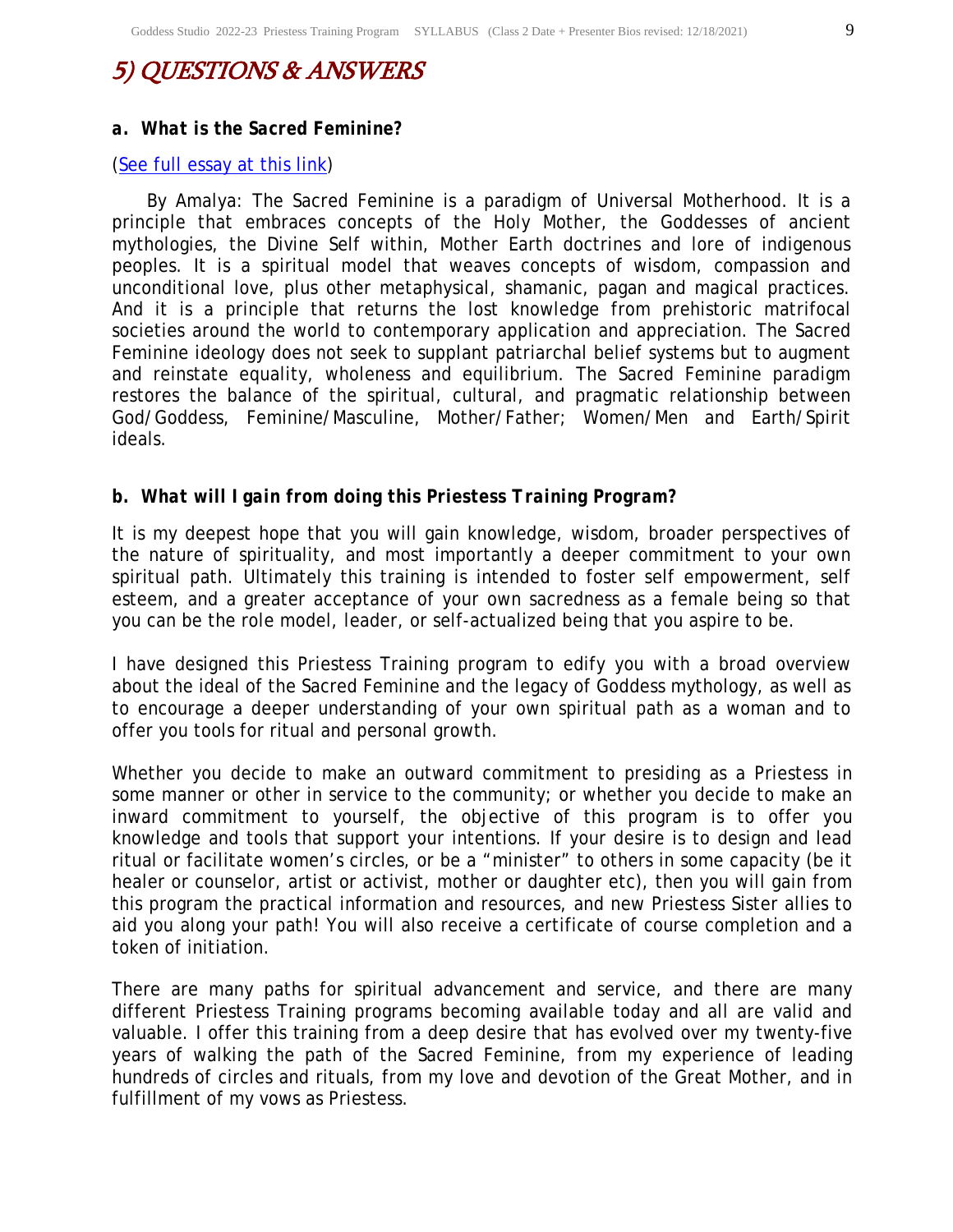# 5) QUESTIONS & ANSWERS

### a. *What is the Sacred Feminine?*

([See full essay at this link](#))

By Amalya: The Sacred Feminine is a paradigm of Universal Motherhood. It is a principle that embraces concepts of the Holy Mother, the Goddesses of ancient mythologies, the Divine Self within, Mother Earth doctrines and lore of indigenous peoples. It is a spiritual model that weaves concepts of wisdom, compassion and unconditional love, plus other metaphysical, shamanic, pagan and magical practices. And it is a principle that returns the lost knowledge from prehistoric matrifocal societies around the world to contemporary application and appreciation. The Sacred Feminine ideology does not seek to supplant patriarchal belief systems but to augment and reinstate equality, wholeness and equilibrium. The Sacred Feminine paradigm restores the balance of the spiritual, cultural, and pragmatic relationship between God/Goddess, Feminine/Masculine, Mother/Father; Women/Men and Earth/Spirit ideals.

### b. *What will I gain from doing this Priestess Training Program?*

It is my deepest hope that you will gain knowledge, wisdom, broader perspectives of the nature of spirituality, and most importantly a deeper commitment to your own spiritual path. Ultimately this training is intended to foster self empowerment, self esteem, and a greater acceptance of your own sacredness as a female being so that you can be the role model, leader, or self-actualized being that you aspire to be.

I have designed this Priestess Training program to edify you with a broad overview about the ideal of the Sacred Feminine and the legacy of Goddess mythology, as well as to encourage a deeper understanding of your own spiritual path as a woman and to offer you tools for ritual and personal growth.

Whether you decide to make an outward commitment to presiding as a Priestess in some manner or other in service to the community; or whether you decide to make an inward commitment to yourself, the objective of this program is to offer you knowledge and tools that support your intentions. If your desire is to design and lead ritual or facilitate women's circles, or be a "minister" to others in some capacity (be it healer or counselor, artist or activist, mother or daughter etc), then you will gain from this program the practical information and resources, and new Priestess Sister allies to aid you along your path! You will also receive a certificate of course completion and a token of initiation.

There are many paths for spiritual advancement and service, and there are many different Priestess Training programs becoming available today and all are valid and valuable. I offer this training from a deep desire that has evolved over my twenty-five years of walking the path of the Sacred Feminine, from my experience of leading hundreds of circles and rituals, from my love and devotion of the Great Mother, and in fulfillment of my vows as Priestess.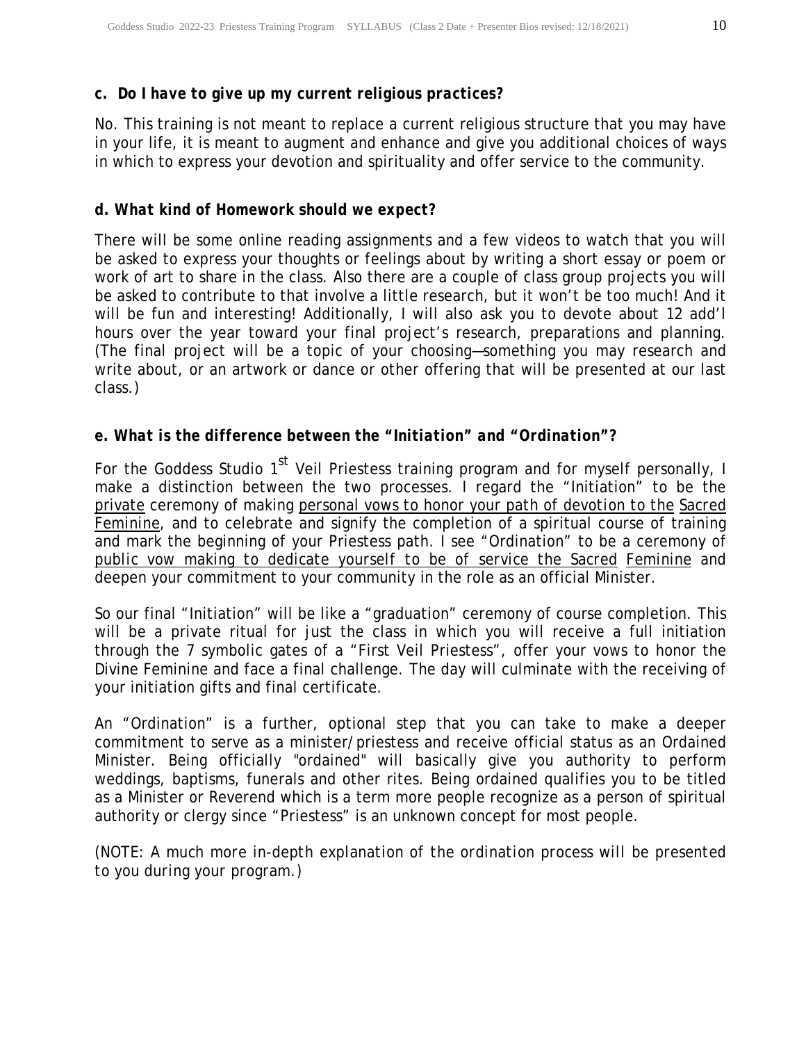**c. Do I have to give up my current religious practices?**

No. This training is not meant to replace a current religious structure that you may have in your life, it is meant to augment and enhance and give you additional choices of ways in which to express your devotion and spirituality and offer service to the community.

**d. What kind of Homework should we expect?**

There will be some online reading assignments and a few videos to watch that you will be asked to express your thoughts or feelings about by writing a short essay or poem or work of art to share in the class. Also there are a couple of class group projects you will be asked to contribute to that involve a little research, but it won't be too much! And it will be fun and interesting! Additionally, I will also ask you to devote about 12 add'l hours over the year toward your final project's research, preparations and planning. (The final project will be a topic of your choosing—something you may research and write about, or an artwork or dance or other offering that will be presented at our last class.)

**e. What is the difference between the "Initiation" and "Ordination"?**

For the Goddess Studio 1st Veil Priestess training program and for myself personally, I make a distinction between the two processes. I regard the "Initiation" to be the private ceremony of making personal vows to honor your path of devotion to the Sacred Feminine, and to celebrate and signify the completion of a spiritual course of training and mark the beginning of your Priestess path. I see "Ordination" to be a ceremony of public vow making to dedicate yourself to be of service the Sacred Feminine and deepen your commitment to your community in the role as an official Minister.

So our final "Initiation" will be like a "graduation" ceremony of course completion. This will be a private ritual for just the class in which you will receive a full initiation through the 7 symbolic gates of a "First Veil Priestess", offer your vows to honor the Divine Feminine and face a final challenge. The day will culminate with the receiving of your initiation gifts and final certificate.

An "Ordination" is a further, optional step that you can take to make a deeper commitment to serve as a minister/priestess and receive official status as an Ordained Minister. Being officially "ordained" will basically give you authority to perform weddings, baptisms, funerals and other rites. Being ordained qualifies you to be titled as a Minister or Reverend which is a term more people recognize as a person of spiritual authority or clergy since "Priestess" is an unknown concept for most people.

*(NOTE: A much more in-depth explanation of the ordination process will be presented to you during your program.)*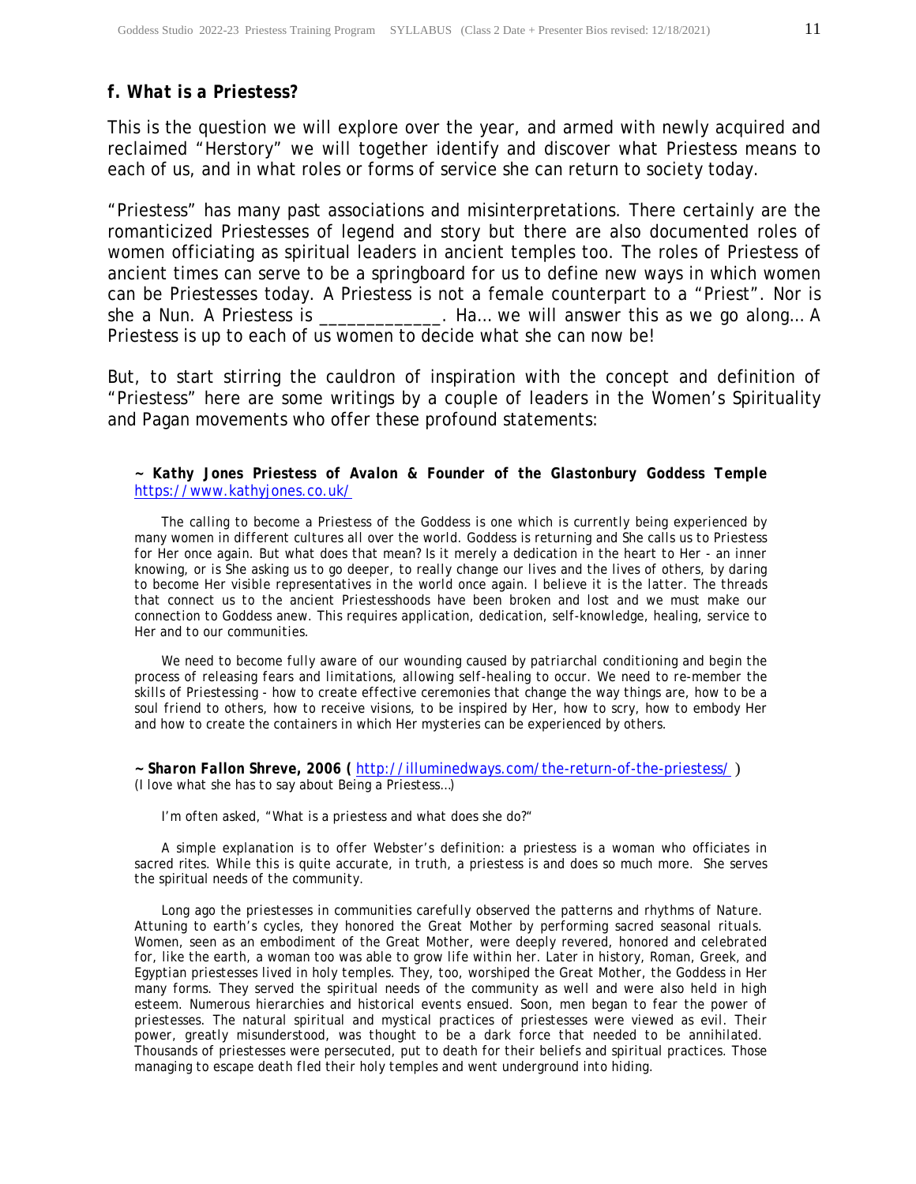### *f. What is a Priestess?*

This is the question we will explore over the year, and armed with newly acquired and reclaimed "Herstory" we will together identify and discover what Priestess means to each of us, and in what roles or forms of service she can return to society today.

"Priestess" has many past associations and misinterpretations. There certainly are the romanticized Priestesses of legend and story but there are also documented roles of women officiating as spiritual leaders in ancient temples too. The roles of Priestess of ancient times can serve to be a springboard for us to define new ways in which women can be Priestesses today. A Priestess is not a female counterpart to a "Priest". Nor is she a Nun. A Priestess is _____________. Ha… we will answer this as we go along… A Priestess is up to each of us women to decide what she can now be!

But, to start stirring the cauldron of inspiration with the concept and definition of "Priestess" here are some writings by a couple of leaders in the Women's Spirituality and Pagan movements who offer these profound statements:

***~ Kathy Jones Priestess of Avalon & Founder of the Glastonbury Goddess Temple*** https://www.kathyjones.co.uk/

The calling to become a Priestess of the Goddess is one which is currently being experienced by many women in different cultures all over the world. Goddess is returning and She calls us to Priestess for Her once again. But what does that mean? Is it merely a dedication in the heart to Her - an inner knowing, or is She asking us to go deeper, to really change our lives and the lives of others, by daring to become Her visible representatives in the world once again. I believe it is the latter. The threads that connect us to the ancient Priestesshoods have been broken and lost and we must make our connection to Goddess anew. This requires application, dedication, self-knowledge, healing, service to Her and to our communities.

We need to become fully aware of our wounding caused by patriarchal conditioning and begin the process of releasing fears and limitations, allowing self-healing to occur. We need to re-member the skills of Priestessing - how to create effective ceremonies that change the way things are, how to be a soul friend to others, how to receive visions, to be inspired by Her, how to scry, how to embody Her and how to create the containers in which Her mysteries can be experienced by others.

***~ Sharon Fallon Shreve, 2006 (*** http://illuminedways.com/the-return-of-the-priestess/ )
*(I love what she has to say about Being a Priestess…)*

I'm often asked, "What is a priestess and what does she do?"

A simple explanation is to offer Webster's definition: a priestess is a woman who officiates in sacred rites. While this is quite accurate, in truth, a priestess is and does so much more. She serves the spiritual needs of the community.

Long ago the priestesses in communities carefully observed the patterns and rhythms of Nature. Attuning to earth's cycles, they honored the Great Mother by performing sacred seasonal rituals. Women, seen as an embodiment of the Great Mother, were deeply revered, honored and celebrated for, like the earth, a woman too was able to grow life within her. Later in history, Roman, Greek, and Egyptian priestesses lived in holy temples. They, too, worshiped the Great Mother, the Goddess in Her many forms. They served the spiritual needs of the community as well and were also held in high esteem. Numerous hierarchies and historical events ensued. Soon, men began to fear the power of priestesses. The natural spiritual and mystical practices of priestesses were viewed as evil. Their power, greatly misunderstood, was thought to be a dark force that needed to be annihilated. Thousands of priestesses were persecuted, put to death for their beliefs and spiritual practices. Those managing to escape death fled their holy temples and went underground into hiding.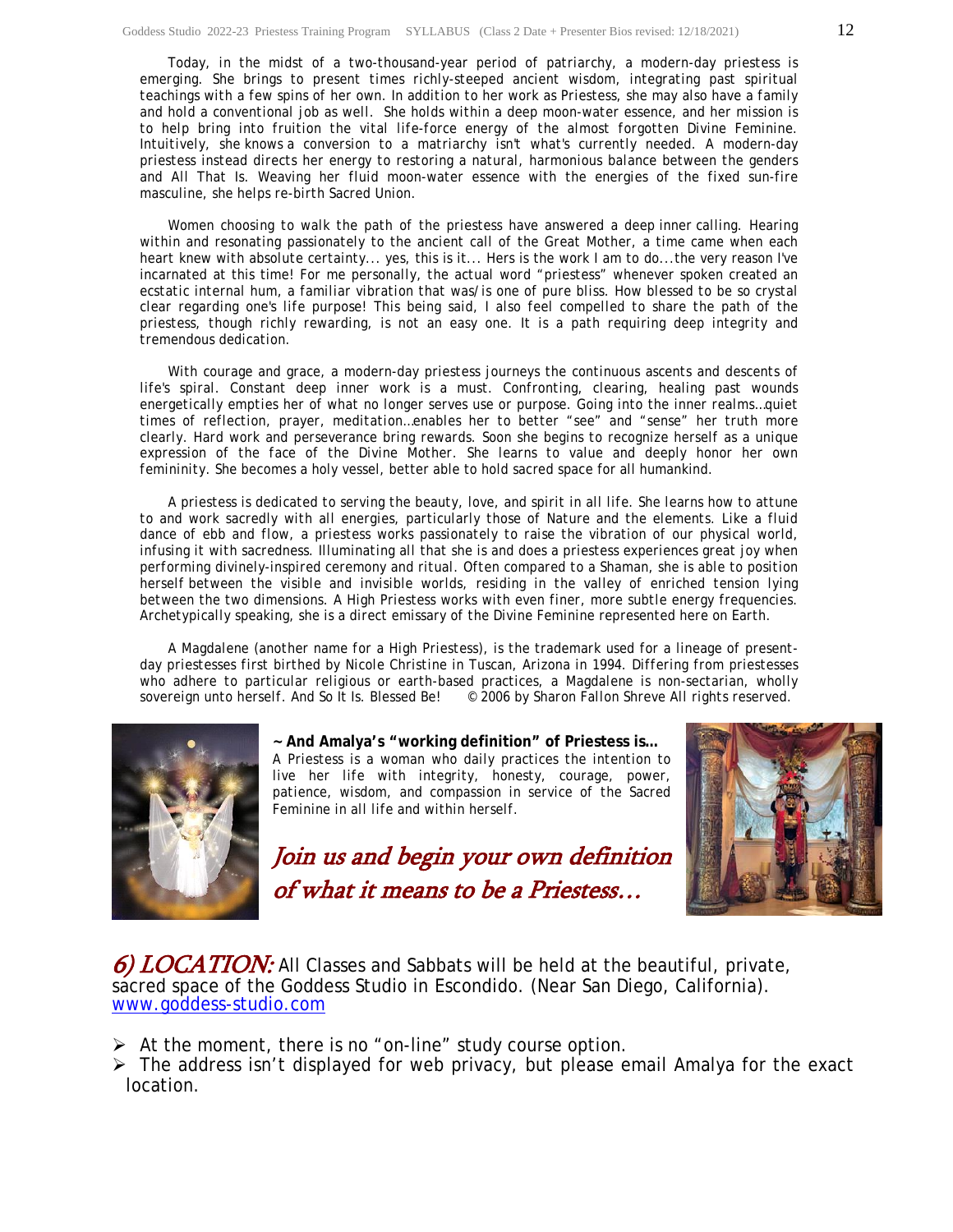Today, in the midst of a two-thousand-year period of patriarchy, a modern-day priestess is emerging. She brings to present times richly-steeped ancient wisdom, integrating past spiritual teachings with a few spins of her own. In addition to her work as Priestess, she may also have a family and hold a conventional job as well. She holds within a deep moon-water essence, and her mission is to help bring into fruition the vital life-force energy of the almost forgotten Divine Feminine. Intuitively, she knows a conversion to a matriarchy isn't what's currently needed. A modern-day priestess instead directs her energy to restoring a natural, harmonious balance between the genders and All That Is. Weaving her fluid moon-water essence with the energies of the fixed sun-fire masculine, she helps re-birth Sacred Union.

Women choosing to walk the path of the priestess have answered a deep inner calling. Hearing within and resonating passionately to the ancient call of the Great Mother, a time came when each heart knew with absolute certainty... yes, this is it... Hers is the work I am to do...the very reason I've incarnated at this time! For me personally, the actual word "priestess" whenever spoken created an ecstatic internal hum, a familiar vibration that was/is one of pure bliss. How blessed to be so crystal clear regarding one's life purpose! This being said, I also feel compelled to share the path of the priestess, though richly rewarding, is not an easy one. It is a path requiring deep integrity and tremendous dedication.

With courage and grace, a modern-day priestess journeys the continuous ascents and descents of life's spiral. Constant deep inner work is a must. Confronting, clearing, healing past wounds energetically empties her of what no longer serves use or purpose. Going into the inner realms…quiet times of reflection, prayer, meditation…enables her to better "see" and "sense" her truth more clearly. Hard work and perseverance bring rewards. Soon she begins to recognize herself as a unique expression of the face of the Divine Mother. She learns to value and deeply honor her own femininity. She becomes a holy vessel, better able to hold sacred space for all humankind.

A priestess is dedicated to serving the beauty, love, and spirit in all life. She learns how to attune to and work sacredly with all energies, particularly those of Nature and the elements. Like a fluid dance of ebb and flow, a priestess works passionately to raise the vibration of our physical world, infusing it with sacredness. Illuminating all that she is and does a priestess experiences great joy when performing divinely-inspired ceremony and ritual. Often compared to a Shaman, she is able to position herself between the visible and invisible worlds, residing in the valley of enriched tension lying between the two dimensions. A High Priestess works with even finer, more subtle energy frequencies. Archetypically speaking, she is a direct emissary of the Divine Feminine represented here on Earth.

A Magdalene (another name for a High Priestess), is the trademark used for a lineage of present-day priestesses first birthed by Nicole Christine in Tuscan, Arizona in 1994. Differing from priestesses who adhere to particular religious or earth-based practices, a Magdalene is non-sectarian, wholly sovereign unto herself. And So It Is. Blessed Be! © 2006 by Sharon Fallon Shreve All rights reserved.

**~ And Amalya's "working definition" of Priestess is…**
A Priestess is a woman who daily practices the intention to live her life with integrity, honesty, courage, power, patience, wisdom, and compassion in service of the Sacred Feminine in all life and within herself.

*Join us and begin your own definition of what it means to be a Priestess…*

## *6) LOCATION:* All Classes and Sabbats will be held at the beautiful, private, sacred space of the Goddess Studio in Escondido. (Near San Diego, California).

www.goddess-studio.com

- At the moment, there is no "on-line" study course option.
- The address isn't displayed for web privacy, but please email Amalya for the exact location.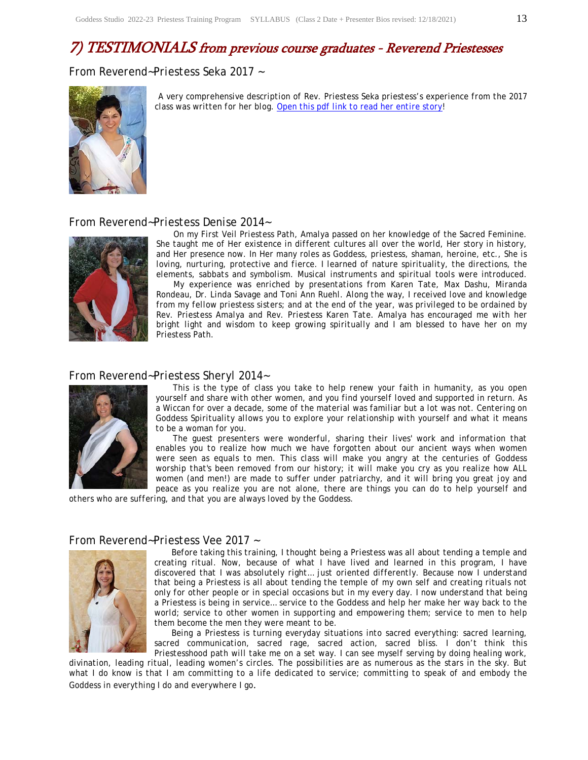# 7) TESTIMONIALS from previous course graduates - Reverend Priestesses

## From Reverend~Priestess Seka 2017 ~

A very comprehensive description of Rev. Priestess Seka priestess's experience from the 2017 class was written for her blog. Open this pdf link to read her entire story!

## From Reverend~Priestess Denise 2014~

On my First Veil Priestess Path, Amalya passed on her knowledge of the Sacred Feminine. She taught me of Her existence in different cultures all over the world, Her story in history, and Her presence now. In Her many roles as Goddess, priestess, shaman, heroine, etc., She is loving, nurturing, protective and fierce. I learned of nature spirituality, the directions, the elements, sabbats and symbolism. Musical instruments and spiritual tools were introduced.

My experience was enriched by presentations from Karen Tate, Max Dashu, Miranda Rondeau, Dr. Linda Savage and Toni Ann Ruehl. Along the way, I received love and knowledge from my fellow priestess sisters; and at the end of the year, was privileged to be ordained by Rev. Priestess Amalya and Rev. Priestess Karen Tate. Amalya has encouraged me with her bright light and wisdom to keep growing spiritually and I am blessed to have her on my Priestess Path.

## From Reverend~Priestess Sheryl 2014~

This is the type of class you take to help renew your faith in humanity, as you open yourself and share with other women, and you find yourself loved and supported in return. As a Wiccan for over a decade, some of the material was familiar but a lot was not. Centering on Goddess Spirituality allows you to explore your relationship with yourself and what it means to be a woman for you.

The guest presenters were wonderful, sharing their lives' work and information that enables you to realize how much we have forgotten about our ancient ways when women were seen as equals to men. This class will make you angry at the centuries of Goddess worship that's been removed from our history; it will make you cry as you realize how ALL women (and men!) are made to suffer under patriarchy, and it will bring you great joy and peace as you realize you are not alone, there are things you can do to help yourself and others who are suffering, and that you are always loved by the Goddess.

## From Reverend~Priestess Vee 2017 ~

Before taking this training, I thought being a Priestess was all about tending a temple and creating ritual. Now, because of what I have lived and learned in this program, I have discovered that I was absolutely right… just oriented differently. Because now I understand that being a Priestess is all about tending the temple of my own self and creating rituals not only for other people or in special occasions but in my every day. I now understand that being a Priestess is being in service… service to the Goddess and help her make her way back to the world; service to other women in supporting and empowering them; service to men to help them become the men they were meant to be.

Being a Priestess is turning everyday situations into sacred everything: sacred learning, sacred communication, sacred rage, sacred action, sacred bliss. I don't think this Priestesshood path will take me on a set way. I can see myself serving by doing healing work, divination, leading ritual, leading women's circles. The possibilities are as numerous as the stars in the sky. But what I do know is that I am committing to a life dedicated to service; committing to speak of and embody the Goddess in everything I do and everywhere I go.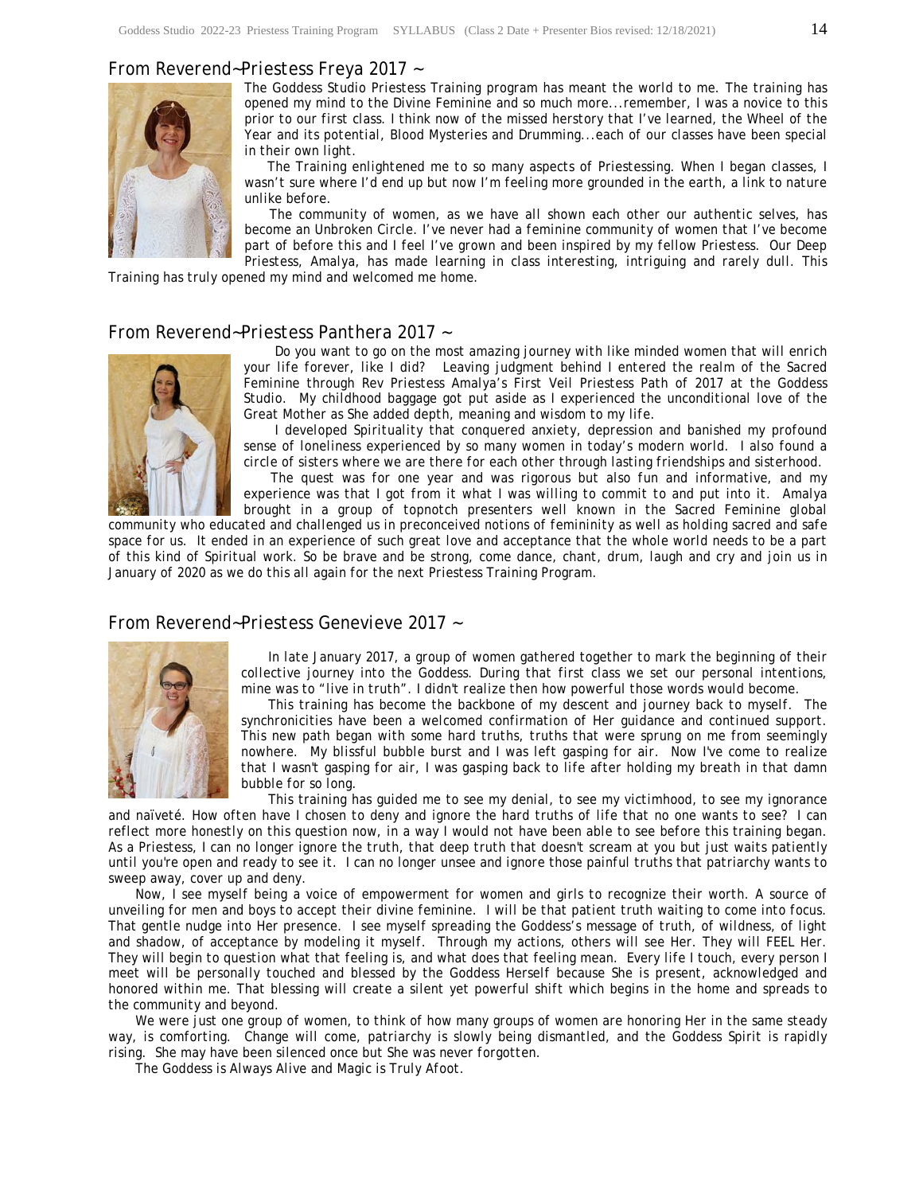## From Reverend~Priestess Freya 2017 ~

The Goddess Studio Priestess Training program has meant the world to me. The training has opened my mind to the Divine Feminine and so much more...remember, I was a novice to this prior to our first class. I think now of the missed herstory that I've learned, the Wheel of the Year and its potential, Blood Mysteries and Drumming...each of our classes have been special in their own light.

The Training enlightened me to so many aspects of Priestessing. When I began classes, I wasn't sure where I'd end up but now I'm feeling more grounded in the earth, a link to nature unlike before.

The community of women, as we have all shown each other our authentic selves, has become an Unbroken Circle. I've never had a feminine community of women that I've become part of before this and I feel I've grown and been inspired by my fellow Priestess. Our Deep Priestess, Amalya, has made learning in class interesting, intriguing and rarely dull. This Training has truly opened my mind and welcomed me home.

## From Reverend~Priestess Panthera 2017 ~

Do you want to go on the most amazing journey with like minded women that will enrich your life forever, like I did? Leaving judgment behind I entered the realm of the Sacred Feminine through Rev Priestess Amalya's First Veil Priestess Path of 2017 at the Goddess Studio. My childhood baggage got put aside as I experienced the unconditional love of the Great Mother as She added depth, meaning and wisdom to my life.

I developed Spirituality that conquered anxiety, depression and banished my profound sense of loneliness experienced by so many women in today's modern world. I also found a circle of sisters where we are there for each other through lasting friendships and sisterhood.

The quest was for one year and was rigorous but also fun and informative, and my experience was that I got from it what I was willing to commit to and put into it. Amalya brought in a group of topnotch presenters well known in the Sacred Feminine global community who educated and challenged us in preconceived notions of femininity as well as holding sacred and safe space for us. It ended in an experience of such great love and acceptance that the whole world needs to be a part of this kind of Spiritual work. So be brave and be strong, come dance, chant, drum, laugh and cry and join us in January of 2020 as we do this all again for the next Priestess Training Program.

## From Reverend~Priestess Genevieve 2017 ~

In late January 2017, a group of women gathered together to mark the beginning of their collective journey into the Goddess. During that first class we set our personal intentions, mine was to "live in truth". I didn't realize then how powerful those words would become.

This training has become the backbone of my descent and journey back to myself. The synchronicities have been a welcomed confirmation of Her guidance and continued support. This new path began with some hard truths, truths that were sprung on me from seemingly nowhere. My blissful bubble burst and I was left gasping for air. Now I've come to realize that I wasn't gasping for air, I was gasping back to life after holding my breath in that damn bubble for so long.

This training has guided me to see my denial, to see my victimhood, to see my ignorance and naïveté. How often have I chosen to deny and ignore the hard truths of life that no one wants to see? I can reflect more honestly on this question now, in a way I would not have been able to see before this training began. As a Priestess, I can no longer ignore the truth, that deep truth that doesn't scream at you but just waits patiently until you're open and ready to see it. I can no longer unsee and ignore those painful truths that patriarchy wants to sweep away, cover up and deny.

Now, I see myself being a voice of empowerment for women and girls to recognize their worth. A source of unveiling for men and boys to accept their divine feminine. I will be that patient truth waiting to come into focus. That gentle nudge into Her presence. I see myself spreading the Goddess's message of truth, of wildness, of light and shadow, of acceptance by modeling it myself. Through my actions, others will see Her. They will FEEL Her. They will begin to question what that feeling is, and what does that feeling mean. Every life I touch, every person I meet will be personally touched and blessed by the Goddess Herself because She is present, acknowledged and honored within me. That blessing will create a silent yet powerful shift which begins in the home and spreads to the community and beyond.

We were just one group of women, to think of how many groups of women are honoring Her in the same steady way, is comforting. Change will come, patriarchy is slowly being dismantled, and the Goddess Spirit is rapidly rising. She may have been silenced once but She was never forgotten.

The Goddess is Always Alive and Magic is Truly Afoot.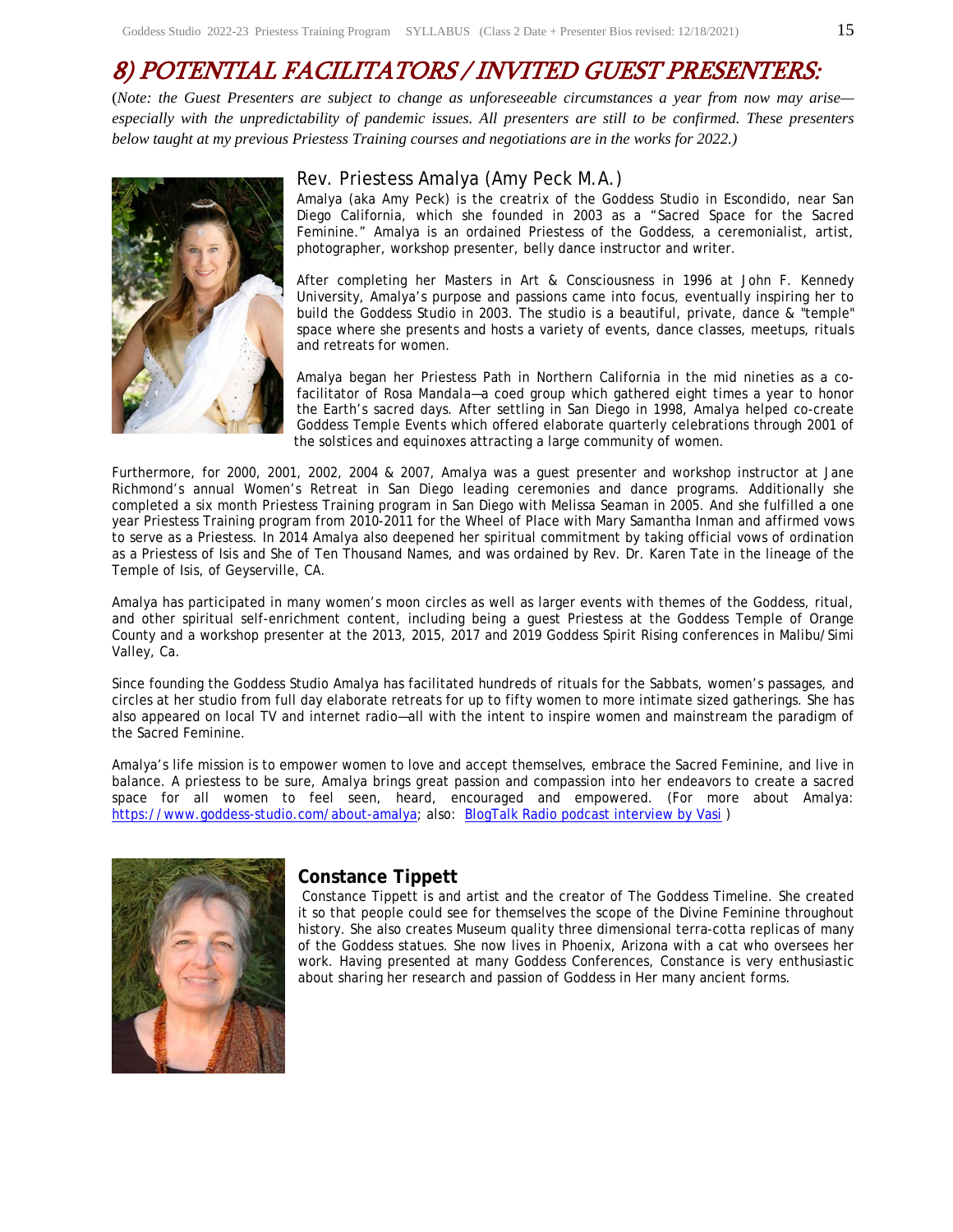# 8) POTENTIAL FACILITATORS / INVITED GUEST PRESENTERS:

(*Note: the Guest Presenters are subject to change as unforeseeable circumstances a year from now may arise—especially with the unpredictability of pandemic issues. All presenters are still to be confirmed. These presenters below taught at my previous Priestess Training courses and negotiations are in the works for 2022.)*

## Rev. Priestess Amalya (Amy Peck M.A.)

Amalya (aka Amy Peck) is the creatrix of the Goddess Studio in Escondido, near San Diego California, which she founded in 2003 as a "Sacred Space for the Sacred Feminine." Amalya is an ordained Priestess of the Goddess, a ceremonialist, artist, photographer, workshop presenter, belly dance instructor and writer.

After completing her Masters in Art & Consciousness in 1996 at John F. Kennedy University, Amalya's purpose and passions came into focus, eventually inspiring her to build the Goddess Studio in 2003. The studio is a beautiful, private, dance & "temple" space where she presents and hosts a variety of events, dance classes, meetups, rituals and retreats for women.

Amalya began her Priestess Path in Northern California in the mid nineties as a co-facilitator of Rosa Mandala—a coed group which gathered eight times a year to honor the Earth's sacred days. After settling in San Diego in 1998, Amalya helped co-create Goddess Temple Events which offered elaborate quarterly celebrations through 2001 of the solstices and equinoxes attracting a large community of women.

Furthermore, for 2000, 2001, 2002, 2004 & 2007, Amalya was a guest presenter and workshop instructor at Jane Richmond's annual Women's Retreat in San Diego leading ceremonies and dance programs. Additionally she completed a six month Priestess Training program in San Diego with Melissa Seaman in 2005. And she fulfilled a one year Priestess Training program from 2010-2011 for the Wheel of Place with Mary Samantha Inman and affirmed vows to serve as a Priestess. In 2014 Amalya also deepened her spiritual commitment by taking official vows of ordination as a Priestess of Isis and She of Ten Thousand Names, and was ordained by Rev. Dr. Karen Tate in the lineage of the Temple of Isis, of Geyserville, CA.

Amalya has participated in many women's moon circles as well as larger events with themes of the Goddess, ritual, and other spiritual self-enrichment content, including being a guest Priestess at the Goddess Temple of Orange County and a workshop presenter at the 2013, 2015, 2017 and 2019 Goddess Spirit Rising conferences in Malibu/Simi Valley, Ca.

Since founding the Goddess Studio Amalya has facilitated hundreds of rituals for the Sabbats, women's passages, and circles at her studio from full day elaborate retreats for up to fifty women to more intimate sized gatherings. She has also appeared on local TV and internet radio—all with the intent to inspire women and mainstream the paradigm of the Sacred Feminine.

Amalya's life mission is to empower women to love and accept themselves, embrace the Sacred Feminine, and live in balance. A priestess to be sure, Amalya brings great passion and compassion into her endeavors to create a sacred space for all women to feel seen, heard, encouraged and empowered. (For more about Amalya: https://www.goddess-studio.com/about-amalya; also: BlogTalk Radio podcast interview by Vasi )

## Constance Tippett

Constance Tippett is and artist and the creator of The Goddess Timeline. She created it so that people could see for themselves the scope of the Divine Feminine throughout history. She also creates Museum quality three dimensional terra-cotta replicas of many of the Goddess statues. She now lives in Phoenix, Arizona with a cat who oversees her work. Having presented at many Goddess Conferences, Constance is very enthusiastic about sharing her research and passion of Goddess in Her many ancient forms.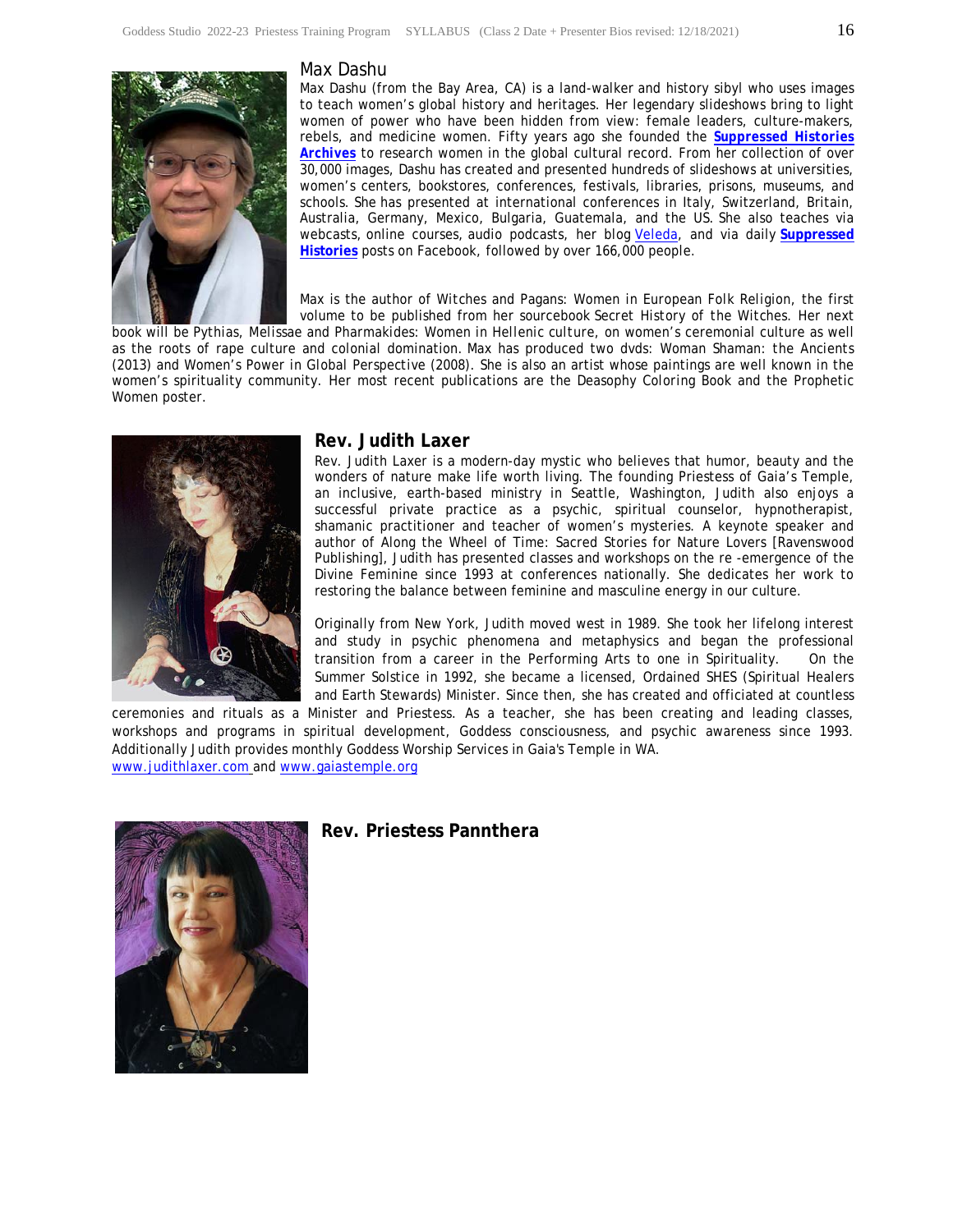## Max Dashu

Max Dashu (from the Bay Area, CA) is a land-walker and history sibyl who uses images to teach women's global history and heritages. Her legendary slideshows bring to light women of power who have been hidden from view: female leaders, culture-makers, rebels, and medicine women. Fifty years ago she founded the **Suppressed Histories Archives** to research women in the global cultural record. From her collection of over 30,000 images, Dashu has created and presented hundreds of slideshows at universities, women's centers, bookstores, conferences, festivals, libraries, prisons, museums, and schools. She has presented at international conferences in Italy, Switzerland, Britain, Australia, Germany, Mexico, Bulgaria, Guatemala, and the US. She also teaches via webcasts, online courses, audio podcasts, her blog Veleda, and via daily **Suppressed Histories** posts on Facebook, followed by over 166,000 people.

Max is the author of Witches and Pagans: Women in European Folk Religion, the first volume to be published from her sourcebook Secret History of the Witches. Her next book will be Pythias, Melissae and Pharmakides: Women in Hellenic culture, on women's ceremonial culture as well as the roots of rape culture and colonial domination. Max has produced two dvds: Woman Shaman: the Ancients (2013) and Women's Power in Global Perspective (2008). She is also an artist whose paintings are well known in the women's spirituality community. Her most recent publications are the Deasophy Coloring Book and the Prophetic Women poster.

## Rev. Judith Laxer

Rev. Judith Laxer is a modern-day mystic who believes that humor, beauty and the wonders of nature make life worth living. The founding Priestess of Gaia's Temple, an inclusive, earth-based ministry in Seattle, Washington, Judith also enjoys a successful private practice as a psychic, spiritual counselor, hypnotherapist, shamanic practitioner and teacher of women's mysteries. A keynote speaker and author of Along the Wheel of Time: Sacred Stories for Nature Lovers [Ravenswood Publishing], Judith has presented classes and workshops on the re -emergence of the Divine Feminine since 1993 at conferences nationally. She dedicates her work to restoring the balance between feminine and masculine energy in our culture.

Originally from New York, Judith moved west in 1989. She took her lifelong interest and study in psychic phenomena and metaphysics and began the professional transition from a career in the Performing Arts to one in Spirituality. On the Summer Solstice in 1992, she became a licensed, Ordained SHES (Spiritual Healers and Earth Stewards) Minister. Since then, she has created and officiated at countless ceremonies and rituals as a Minister and Priestess. As a teacher, she has been creating and leading classes, workshops and programs in spiritual development, Goddess consciousness, and psychic awareness since 1993. Additionally Judith provides monthly Goddess Worship Services in Gaia's Temple in WA.

www.judithlaxer.com and www.gaiastemple.org

## Rev. Priestess Pannthera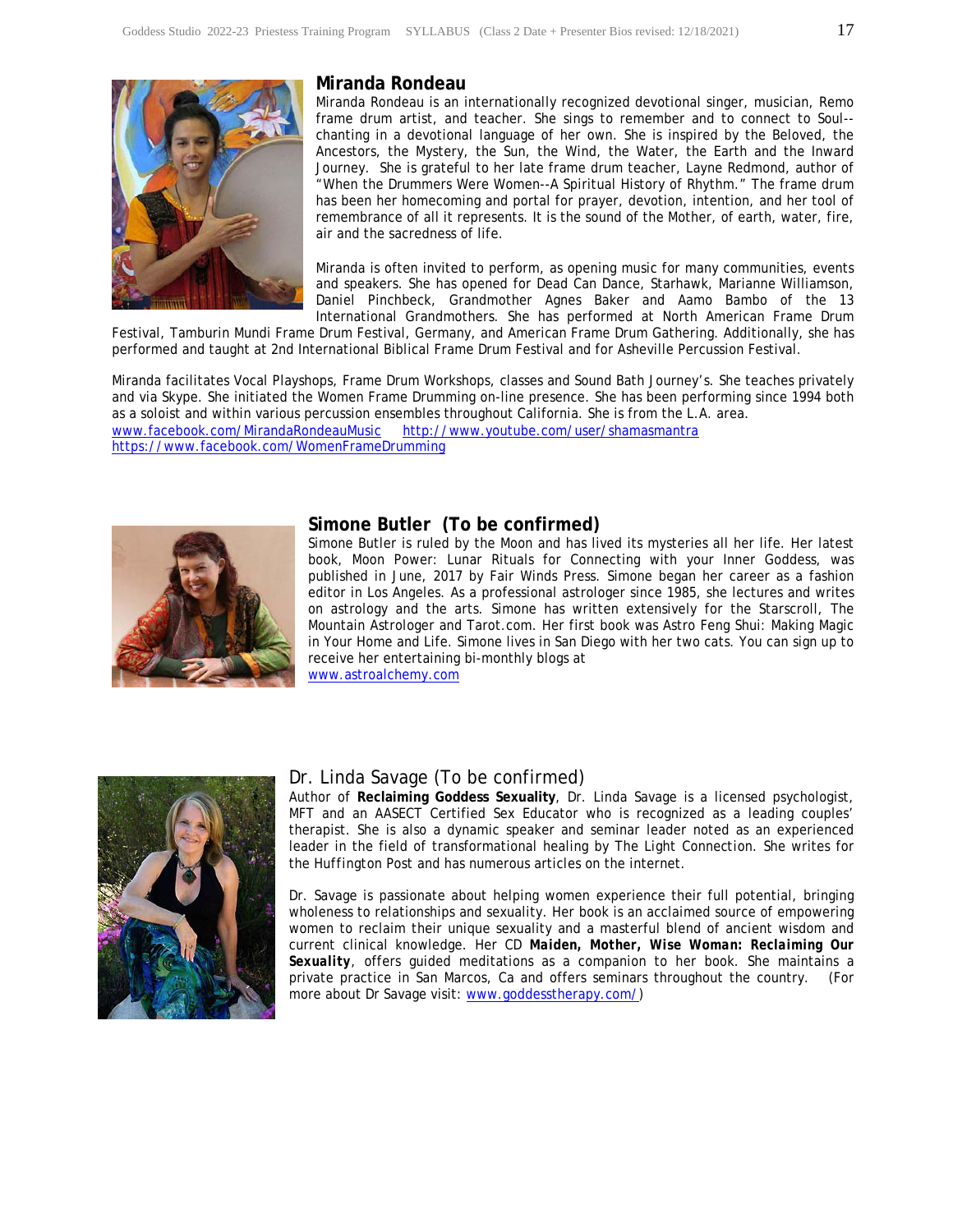## Miranda Rondeau

Miranda Rondeau is an internationally recognized devotional singer, musician, Remo frame drum artist, and teacher. She sings to remember and to connect to Soul--chanting in a devotional language of her own. She is inspired by the Beloved, the Ancestors, the Mystery, the Sun, the Wind, the Water, the Earth and the Inward Journey. She is grateful to her late frame drum teacher, Layne Redmond, author of "When the Drummers Were Women--A Spiritual History of Rhythm." The frame drum has been her homecoming and portal for prayer, devotion, intention, and her tool of remembrance of all it represents. It is the sound of the Mother, of earth, water, fire, air and the sacredness of life.

Miranda is often invited to perform, as opening music for many communities, events and speakers. She has opened for Dead Can Dance, Starhawk, Marianne Williamson, Daniel Pinchbeck, Grandmother Agnes Baker and Aamo Bambo of the 13 International Grandmothers. She has performed at North American Frame Drum Festival, Tamburin Mundi Frame Drum Festival, Germany, and American Frame Drum Gathering. Additionally, she has performed and taught at 2nd International Biblical Frame Drum Festival and for Asheville Percussion Festival.

Miranda facilitates Vocal Playshops, Frame Drum Workshops, classes and Sound Bath Journey's. She teaches privately and via Skype. She initiated the Women Frame Drumming on-line presence. She has been performing since 1994 both as a soloist and within various percussion ensembles throughout California. She is from the L.A. area.
www.facebook.com/MirandaRondeauMusic http://www.youtube.com/user/shamasmantra
https://www.facebook.com/WomenFrameDrumming

## Simone Butler (To be confirmed)

Simone Butler is ruled by the Moon and has lived its mysteries all her life. Her latest book, Moon Power: Lunar Rituals for Connecting with your Inner Goddess, was published in June, 2017 by Fair Winds Press. Simone began her career as a fashion editor in Los Angeles. As a professional astrologer since 1985, she lectures and writes on astrology and the arts. Simone has written extensively for the Starscroll, The Mountain Astrologer and Tarot.com. Her first book was Astro Feng Shui: Making Magic in Your Home and Life. Simone lives in San Diego with her two cats. You can sign up to receive her entertaining bi-monthly blogs at
www.astroalchemy.com

## Dr. Linda Savage (To be confirmed)

Author of **Reclaiming Goddess Sexuality**, Dr. Linda Savage is a licensed psychologist, MFT and an AASECT Certified Sex Educator who is recognized as a leading couples' therapist. She is also a dynamic speaker and seminar leader noted as an experienced leader in the field of transformational healing by The Light Connection. She writes for the Huffington Post and has numerous articles on the internet.

Dr. Savage is passionate about helping women experience their full potential, bringing wholeness to relationships and sexuality. Her book is an acclaimed source of empowering women to reclaim their unique sexuality and a masterful blend of ancient wisdom and current clinical knowledge. Her CD ***Maiden, Mother, Wise Woman: Reclaiming Our Sexuality***, offers guided meditations as a companion to her book. She maintains a private practice in San Marcos, Ca and offers seminars throughout the country. (For more about Dr Savage visit: www.goddesstherapy.com/)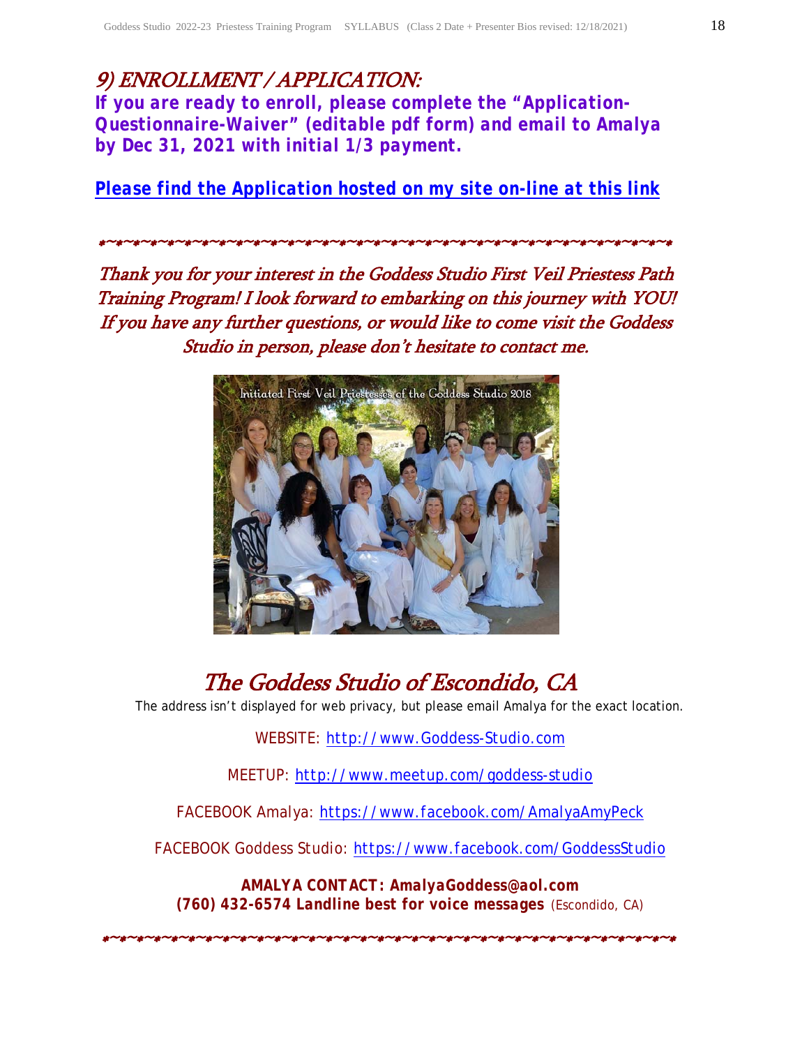## 9) ENROLLMENT / APPLICATION:

**If you are ready to enroll, please complete the "Application-Questionnaire-Waiver" (editable pdf form) and email to Amalya by Dec 31, 2021 with initial 1/3 payment.**

**Please find the Application hosted on my site on-line at this link**

*~*~*~*~*~*~*~*~*~*~*~*~*~*~*~*~*~*~*~*~*~*~*~*~*~*~*~*~*~*~*~*~*~*~*~*

*Thank you for your interest in the Goddess Studio First Veil Priestess Path Training Program! I look forward to embarking on this journey with YOU! If you have any further questions, or would like to come visit the Goddess Studio in person, please don't hesitate to contact me.*

Initiated First Veil Priestesses of the Goddess Studio 2018

## The Goddess Studio of Escondido, CA

The address isn't displayed for web privacy, but please email Amalya for the exact location.

WEBSITE: http://www.Goddess-Studio.com

MEETUP: http://www.meetup.com/goddess-studio

FACEBOOK Amalya: https://www.facebook.com/AmalyaAmyPeck

FACEBOOK Goddess Studio: https://www.facebook.com/GoddessStudio

**AMALYA CONTACT: AmalyaGoddess@aol.com**
**(760) 432-6574 Landline best for voice messages** (Escondido, CA)

*~*~*~*~*~*~*~*~*~*~*~*~*~*~*~*~*~*~*~*~*~*~*~*~*~*~*~*~*~*~*~*~*~*~*~*